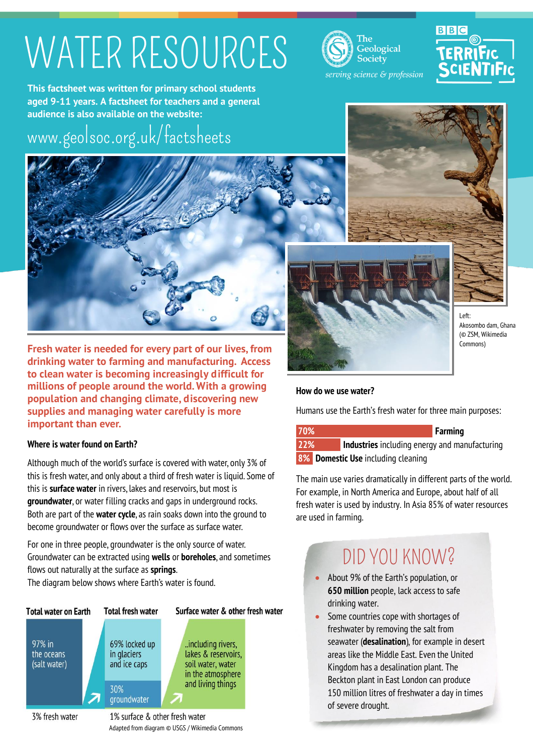# WATER RESOURCES

**This factsheet was written for primary school students aged 9-11 years. A factsheet for teachers and a general audience is also available on the website:**

www.geolsoc.org.uk/factsheets

The Geological Society — *serving science & profession*

BBC TERRIFIC SCIENTIFIC

Left: Akosombo dam, Ghana (© ZSM, Wikimedia Commons)

**Fresh water is needed for every part of our lives, from drinking water to farming and manufacturing. Access to clean water is becoming increasingly difficult for millions of people around the world. With a growing population and changing climate, discovering new supplies and managing water carefully is more important than ever.**

### Where is water found on Earth?

Although much of the world's surface is covered with water, only 3% of this is fresh water, and only about a third of fresh water is liquid. Some of this is **surface water** in rivers, lakes and reservoirs, but most is **groundwater**, or water filling cracks and gaps in underground rocks. Both are part of the **water cycle**, as rain soaks down into the ground to become groundwater or flows over the surface as surface water.

For one in three people, groundwater is the only source of water. Groundwater can be extracted using **wells** or **boreholes**, and sometimes flows out naturally at the surface as **springs**.
The diagram below shows where Earth's water is found.

| Total water on Earth | Total fresh water | Surface water & other fresh water |
|---|---|---|
| 97% in the oceans (salt water) | 69% locked up in glaciers and ice caps | ..including rivers, lakes & reservoirs, soil water, water in the atmosphere and living things |
| 3% fresh water | 30% groundwater | |
| | 1% surface & other fresh water | |

Adapted from diagram © USGS / Wikimedia Commons

### How do we use water?

Humans use the Earth's fresh water for three main purposes:

- **70%** Farming
- **22%** **Industries** including energy and manufacturing
- **8%** **Domestic Use** including cleaning

The main use varies dramatically in different parts of the world. For example, in North America and Europe, about half of all fresh water is used by industry. In Asia 85% of water resources are used in farming.

## DID YOU KNOW?

- About 9% of the Earth's population, or **650 million** people, lack access to safe drinking water.
- Some countries cope with shortages of freshwater by removing the salt from seawater (**desalination**), for example in desert areas like the Middle East. Even the United Kingdom has a desalination plant. The Beckton plant in East London can produce 150 million litres of freshwater a day in times of severe drought.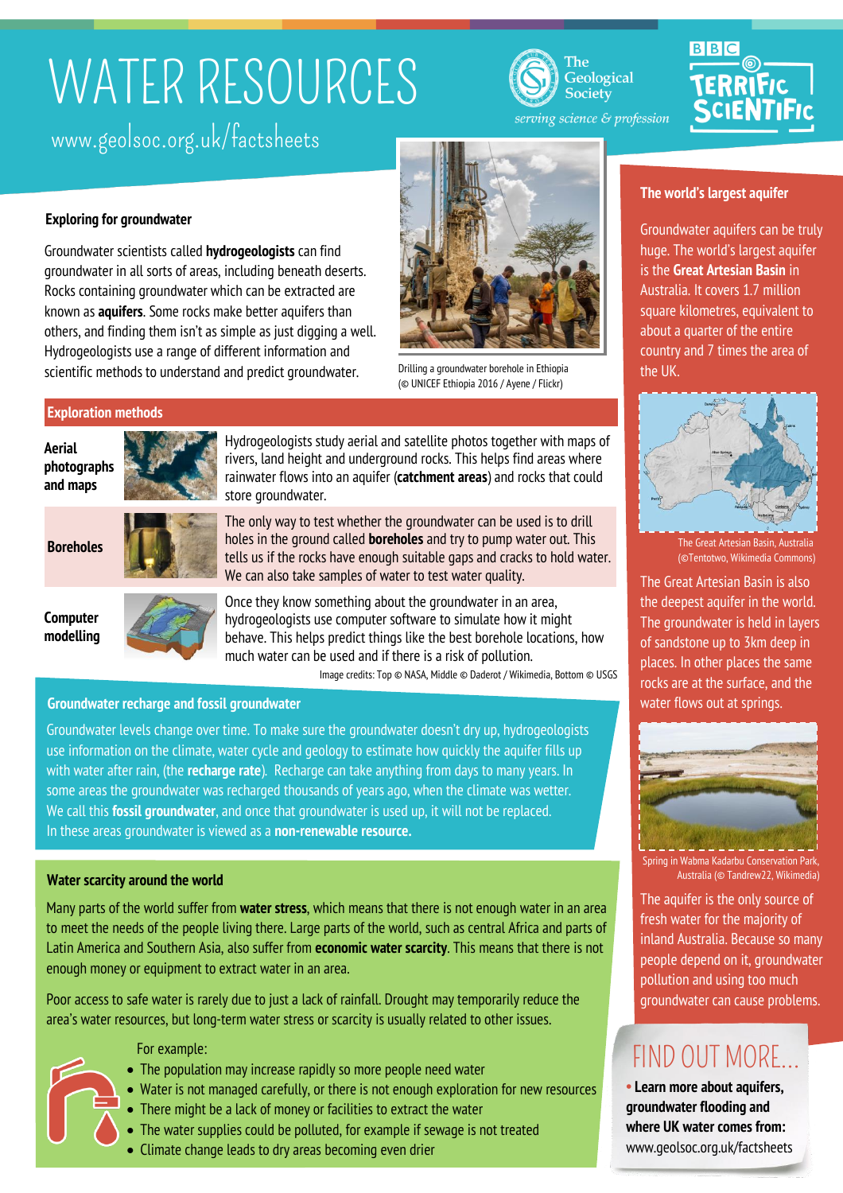# WATER RESOURCES

www.geolsoc.org.uk/factsheets

The Geological Society — serving science & profession

BBC TERRIFIC SCIENTIFIC

### Exploring for groundwater

Groundwater scientists called **hydrogeologists** can find groundwater in all sorts of areas, including beneath deserts. Rocks containing groundwater which can be extracted are known as **aquifers**. Some rocks make better aquifers than others, and finding them isn't as simple as just digging a well. Hydrogeologists use a range of different information and scientific methods to understand and predict groundwater.

Drilling a groundwater borehole in Ethiopia (© UNICEF Ethiopia 2016 / Ayene / Flickr)

### Exploration methods

**Aerial photographs and maps**

Hydrogeologists study aerial and satellite photos together with maps of rivers, land height and underground rocks. This helps find areas where rainwater flows into an aquifer (**catchment areas**) and rocks that could store groundwater.

**Boreholes**

The only way to test whether the groundwater can be used is to drill holes in the ground called **boreholes** and try to pump water out. This tells us if the rocks have enough suitable gaps and cracks to hold water. We can also take samples of water to test water quality.

**Computer modelling**

Once they know something about the groundwater in an area, hydrogeologists use computer software to simulate how it might behave. This helps predict things like the best borehole locations, how much water can be used and if there is a risk of pollution.

Image credits: Top © NASA, Middle © Daderot / Wikimedia, Bottom © USGS

### Groundwater recharge and fossil groundwater

Groundwater levels change over time. To make sure the groundwater doesn't dry up, hydrogeologists use information on the climate, water cycle and geology to estimate how quickly the aquifer fills up with water after rain, (the **recharge rate**). Recharge can take anything from days to many years. In some areas the groundwater was recharged thousands of years ago, when the climate was wetter. We call this **fossil groundwater**, and once that groundwater is used up, it will not be replaced. In these areas groundwater is viewed as a **non-renewable resource.**

### Water scarcity around the world

Many parts of the world suffer from **water stress**, which means that there is not enough water in an area to meet the needs of the people living there. Large parts of the world, such as central Africa and parts of Latin America and Southern Asia, also suffer from **economic water scarcity**. This means that there is not enough money or equipment to extract water in an area.

Poor access to safe water is rarely due to just a lack of rainfall. Drought may temporarily reduce the area's water resources, but long-term water stress or scarcity is usually related to other issues.

For example:

- The population may increase rapidly so more people need water
- Water is not managed carefully, or there is not enough exploration for new resources
- There might be a lack of money or facilities to extract the water
- The water supplies could be polluted, for example if sewage is not treated
- Climate change leads to dry areas becoming even drier

### The world's largest aquifer

Groundwater aquifers can be truly huge. The world's largest aquifer is the **Great Artesian Basin** in Australia. It covers 1.7 million square kilometres, equivalent to about a quarter of the entire country and 7 times the area of the UK.

The Great Artesian Basin, Australia (©Tentotwo, Wikimedia Commons)

The Great Artesian Basin is also the deepest aquifer in the world. The groundwater is held in layers of sandstone up to 3km deep in places. In other places the same rocks are at the surface, and the water flows out at springs.

Spring in Wabma Kadarbu Conservation Park, Australia (© Tandrew22, Wikimedia)

The aquifer is the only source of fresh water for the majority of inland Australia. Because so many people depend on it, groundwater pollution and using too much groundwater can cause problems.

## FIND OUT MORE...

- **Learn more about aquifers, groundwater flooding and where UK water comes from:** www.geolsoc.org.uk/factsheets